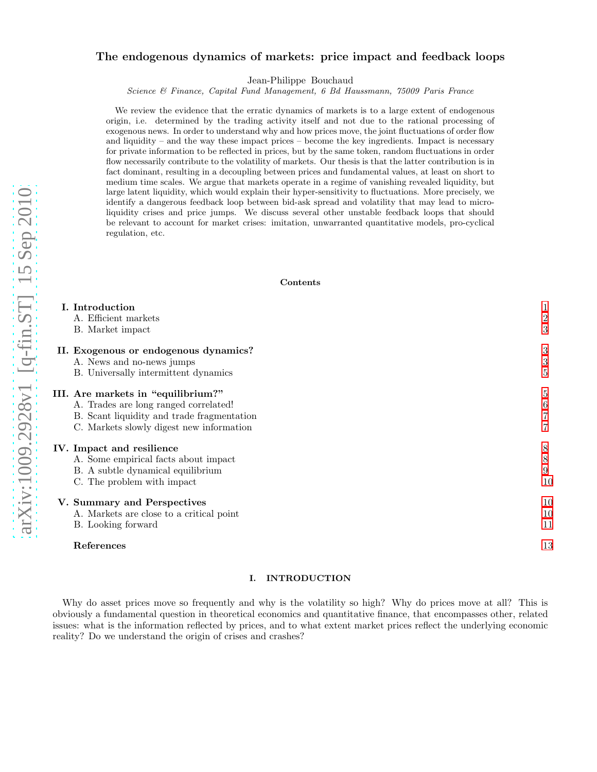# The endogenous dynamics of markets: price impact and feedback loops

Jean-Philippe Bouchaud

*Science & Finance, Capital Fund Management, 6 Bd Haussmann, 75009 Paris France*

We review the evidence that the erratic dynamics of markets is to a large extent of endogenous origin, i.e. determined by the trading activity itself and not due to the rational processing of exogenous news. In order to understand why and how prices move, the joint fluctuations of order flow and liquidity – and the way these impact prices – become the key ingredients. Impact is necessary for private information to be reflected in prices, but by the same token, random fluctuations in order flow necessarily contribute to the volatility of markets. Our thesis is that the latter contribution is in fact dominant, resulting in a decoupling between prices and fundamental values, at least on short to medium time scales. We argue that markets operate in a regime of vanishing revealed liquidity, but large latent liquidity, which would explain their hyper-sensitivity to fluctuations. More precisely, we identify a dangerous feedback loop between bid-ask spread and volatility that may lead to micro-liquidity crises and price jumps. We discuss several other unstable feedback loops that should be relevant to account for market crises: imitation, unwarranted quantitative models, pro-cyclical regulation, etc.

**Contents**

- **I. Introduction** — 1
  - A. Efficient markets — 2
  - B. Market impact — 3
- **II. Exogenous or endogenous dynamics?** — 3
  - A. News and no-news jumps — 3
  - B. Universally intermittent dynamics — 5
- **III. Are markets in "equilibrium?"** — 5
  - A. Trades are long ranged correlated! — 6
  - B. Scant liquidity and trade fragmentation — 7
  - C. Markets slowly digest new information — 7
- **IV. Impact and resilience** — 8
  - A. Some empirical facts about impact — 8
  - B. A subtle dynamical equilibrium — 9
  - C. The problem with impact — 10
- **V. Summary and Perspectives** — 10
  - A. Markets are close to a critical point — 10
  - B. Looking forward — 11
- **References** — 13

## I. INTRODUCTION

Why do asset prices move so frequently and why is the volatility so high? Why do prices move at all? This is obviously a fundamental question in theoretical economics and quantitative finance, that encompasses other, related issues: what is the information reflected by prices, and to what extent market prices reflect the underlying economic reality? Do we understand the origin of crises and crashes?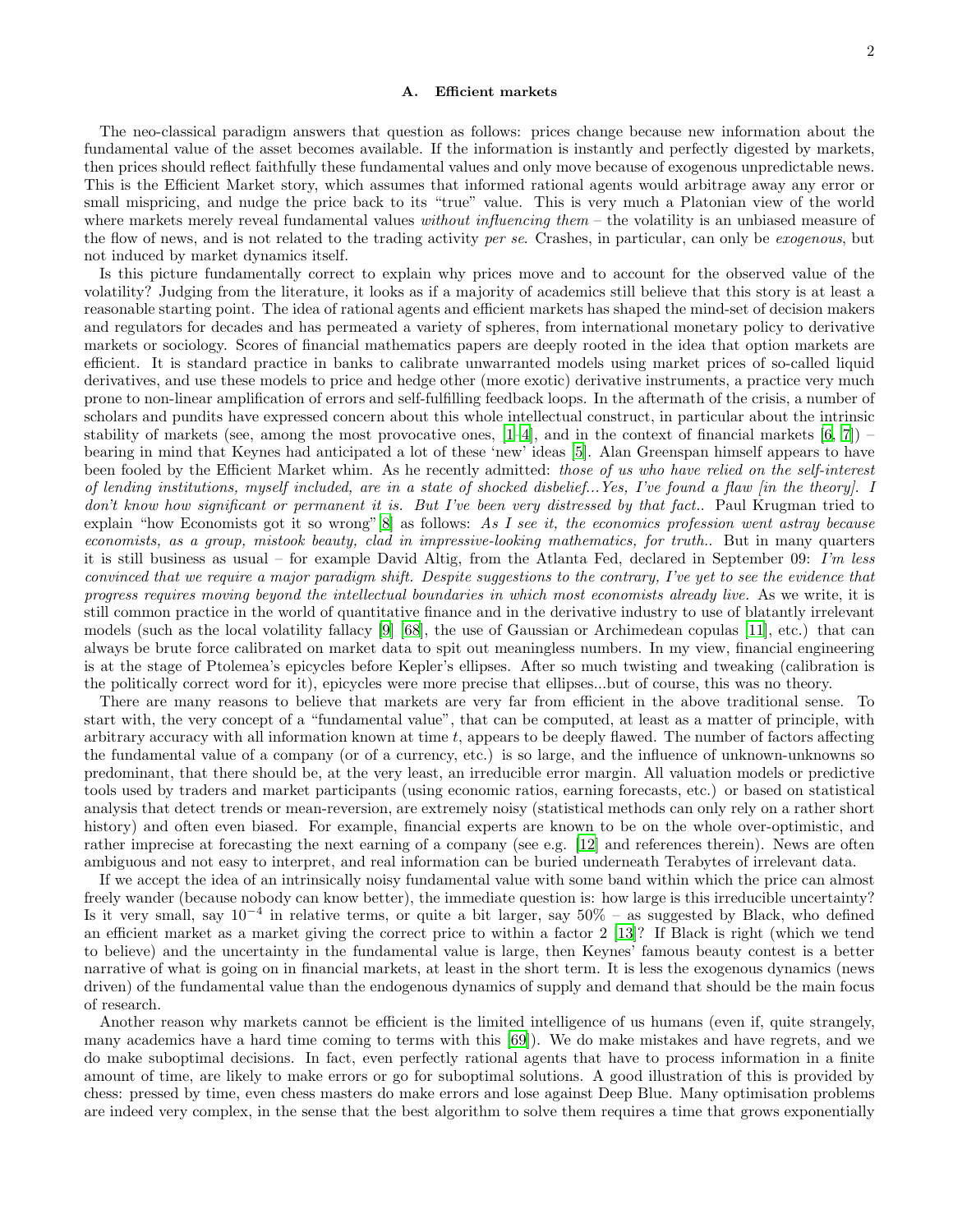### A. Efficient markets

The neo-classical paradigm answers that question as follows: prices change because new information about the fundamental value of the asset becomes available. If the information is instantly and perfectly digested by markets, then prices should reflect faithfully these fundamental values and only move because of exogenous unpredictable news. This is the Efficient Market story, which assumes that informed rational agents would arbitrage away any error or small mispricing, and nudge the price back to its "true" value. This is very much a Platonian view of the world where markets merely reveal fundamental values *without influencing them* – the volatility is an unbiased measure of the flow of news, and is not related to the trading activity *per se*. Crashes, in particular, can only be *exogenous*, but not induced by market dynamics itself.

Is this picture fundamentally correct to explain why prices move and to account for the observed value of the volatility? Judging from the literature, it looks as if a majority of academics still believe that this story is at least a reasonable starting point. The idea of rational agents and efficient markets has shaped the mind-set of decision makers and regulators for decades and has permeated a variety of spheres, from international monetary policy to derivative markets or sociology. Scores of financial mathematics papers are deeply rooted in the idea that option markets are efficient. It is standard practice in banks to calibrate unwarranted models using market prices of so-called liquid derivatives, and use these models to price and hedge other (more exotic) derivative instruments, a practice very much prone to non-linear amplification of errors and self-fulfilling feedback loops. In the aftermath of the crisis, a number of scholars and pundits have expressed concern about this whole intellectual construct, in particular about the intrinsic stability of markets (see, among the most provocative ones, [1–4], and in the context of financial markets [6, 7]) – bearing in mind that Keynes had anticipated a lot of these 'new' ideas [5]. Alan Greenspan himself appears to have been fooled by the Efficient Market whim. As he recently admitted: *those of us who have relied on the self-interest of lending institutions, myself included, are in a state of shocked disbelief...Yes, I've found a flaw [in the theory]. I don't know how significant or permanent it is. But I've been very distressed by that fact.*. Paul Krugman tried to explain "how Economists got it so wrong"[8] as follows: *As I see it, the economics profession went astray because economists, as a group, mistook beauty, clad in impressive-looking mathematics, for truth.*. But in many quarters it is still business as usual – for example David Altig, from the Atlanta Fed, declared in September 09: *I'm less convinced that we require a major paradigm shift. Despite suggestions to the contrary, I've yet to see the evidence that progress requires moving beyond the intellectual boundaries in which most economists already live.* As we write, it is still common practice in the world of quantitative finance and in the derivative industry to use of blatantly irrelevant models (such as the local volatility fallacy [9] [68], the use of Gaussian or Archimedean copulas [11], etc.) that can always be brute force calibrated on market data to spit out meaningless numbers. In my view, financial engineering is at the stage of Ptolemea's epicycles before Kepler's ellipses. After so much twisting and tweaking (calibration is the politically correct word for it), epicycles were more precise that ellipses...but of course, this was no theory.

There are many reasons to believe that markets are very far from efficient in the above traditional sense. To start with, the very concept of a "fundamental value", that can be computed, at least as a matter of principle, with arbitrary accuracy with all information known at time $t$, appears to be deeply flawed. The number of factors affecting the fundamental value of a company (or of a currency, etc.) is so large, and the influence of unknown-unknowns so predominant, that there should be, at the very least, an irreducible error margin. All valuation models or predictive tools used by traders and market participants (using economic ratios, earning forecasts, etc.) or based on statistical analysis that detect trends or mean-reversion, are extremely noisy (statistical methods can only rely on a rather short history) and often even biased. For example, financial experts are known to be on the whole over-optimistic, and rather imprecise at forecasting the next earning of a company (see e.g. [12] and references therein). News are often ambiguous and not easy to interpret, and real information can be buried underneath Terabytes of irrelevant data.

If we accept the idea of an intrinsically noisy fundamental value with some band within which the price can almost freely wander (because nobody can know better), the immediate question is: how large is this irreducible uncertainty? Is it very small, say $10^{-4}$ in relative terms, or quite a bit larger, say 50% – as suggested by Black, who defined an efficient market as a market giving the correct price to within a factor 2 [13]? If Black is right (which we tend to believe) and the uncertainty in the fundamental value is large, then Keynes' famous beauty contest is a better narrative of what is going on in financial markets, at least in the short term. It is less the exogenous dynamics (news driven) of the fundamental value than the endogenous dynamics of supply and demand that should be the main focus of research.

Another reason why markets cannot be efficient is the limited intelligence of us humans (even if, quite strangely, many academics have a hard time coming to terms with this [69]). We do make mistakes and have regrets, and we do make suboptimal decisions. In fact, even perfectly rational agents that have to process information in a finite amount of time, are likely to make errors or go for suboptimal solutions. A good illustration of this is provided by chess: pressed by time, even chess masters do make errors and lose against Deep Blue. Many optimisation problems are indeed very complex, in the sense that the best algorithm to solve them requires a time that grows exponentially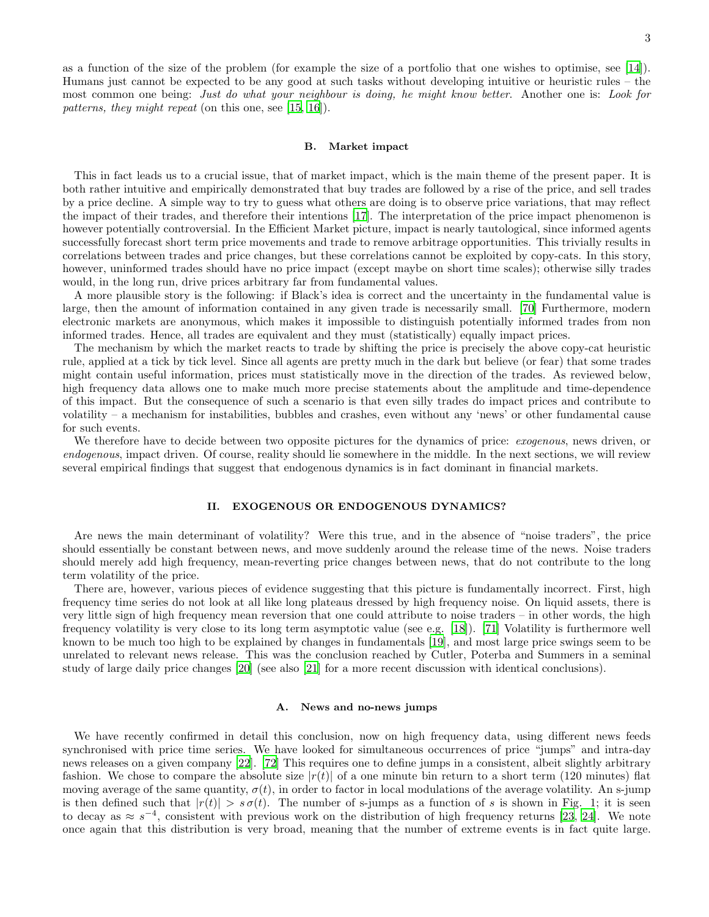as a function of the size of the problem (for example the size of a portfolio that one wishes to optimise, see [14]). Humans just cannot be expected to be any good at such tasks without developing intuitive or heuristic rules – the most common one being: *Just do what your neighbour is doing, he might know better*. Another one is: *Look for patterns, they might repeat* (on this one, see [15, 16]).

### B. Market impact

This in fact leads us to a crucial issue, that of market impact, which is the main theme of the present paper. It is both rather intuitive and empirically demonstrated that buy trades are followed by a rise of the price, and sell trades by a price decline. A simple way to try to guess what others are doing is to observe price variations, that may reflect the impact of their trades, and therefore their intentions [17]. The interpretation of the price impact phenomenon is however potentially controversial. In the Efficient Market picture, impact is nearly tautological, since informed agents successfully forecast short term price movements and trade to remove arbitrage opportunities. This trivially results in correlations between trades and price changes, but these correlations cannot be exploited by copy-cats. In this story, however, uninformed trades should have no price impact (except maybe on short time scales); otherwise silly trades would, in the long run, drive prices arbitrary far from fundamental values.

A more plausible story is the following: if Black's idea is correct and the uncertainty in the fundamental value is large, then the amount of information contained in any given trade is necessarily small. [70] Furthermore, modern electronic markets are anonymous, which makes it impossible to distinguish potentially informed trades from non informed trades. Hence, all trades are equivalent and they must (statistically) equally impact prices.

The mechanism by which the market reacts to trade by shifting the price is precisely the above copy-cat heuristic rule, applied at a tick by tick level. Since all agents are pretty much in the dark but believe (or fear) that some trades might contain useful information, prices must statistically move in the direction of the trades. As reviewed below, high frequency data allows one to make much more precise statements about the amplitude and time-dependence of this impact. But the consequence of such a scenario is that even silly trades do impact prices and contribute to volatility – a mechanism for instabilities, bubbles and crashes, even without any 'news' or other fundamental cause for such events.

We therefore have to decide between two opposite pictures for the dynamics of price: *exogenous*, news driven, or *endogenous*, impact driven. Of course, reality should lie somewhere in the middle. In the next sections, we will review several empirical findings that suggest that endogenous dynamics is in fact dominant in financial markets.

## II. EXOGENOUS OR ENDOGENOUS DYNAMICS?

Are news the main determinant of volatility? Were this true, and in the absence of "noise traders", the price should essentially be constant between news, and move suddenly around the release time of the news. Noise traders should merely add high frequency, mean-reverting price changes between news, that do not contribute to the long term volatility of the price.

There are, however, various pieces of evidence suggesting that this picture is fundamentally incorrect. First, high frequency time series do not look at all like long plateaus dressed by high frequency noise. On liquid assets, there is very little sign of high frequency mean reversion that one could attribute to noise traders – in other words, the high frequency volatility is very close to its long term asymptotic value (see e.g. [18]). [71] Volatility is furthermore well known to be much too high to be explained by changes in fundamentals [19], and most large price swings seem to be unrelated to relevant news release. This was the conclusion reached by Cutler, Poterba and Summers in a seminal study of large daily price changes [20] (see also [21] for a more recent discussion with identical conclusions).

### A. News and no-news jumps

We have recently confirmed in detail this conclusion, now on high frequency data, using different news feeds synchronised with price time series. We have looked for simultaneous occurrences of price "jumps" and intra-day news releases on a given company [22]. [72] This requires one to define jumps in a consistent, albeit slightly arbitrary fashion. We chose to compare the absolute size $|r(t)|$ of a one minute bin return to a short term (120 minutes) flat moving average of the same quantity, $\sigma(t)$, in order to factor in local modulations of the average volatility. An s-jump is then defined such that $|r(t)| > s\,\sigma(t)$. The number of s-jumps as a function of $s$ is shown in Fig. 1; it is seen to decay as $\approx s^{-4}$, consistent with previous work on the distribution of high frequency returns [23, 24]. We note once again that this distribution is very broad, meaning that the number of extreme events is in fact quite large.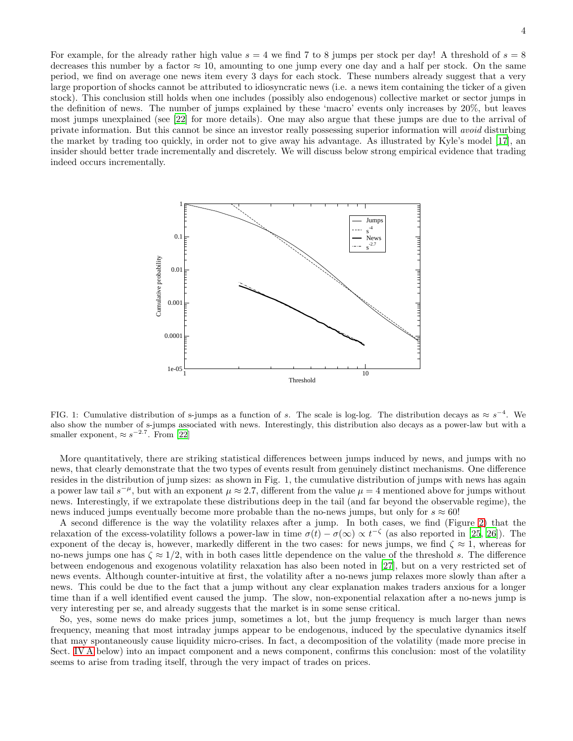For example, for the already rather high value $s = 4$ we find 7 to 8 jumps per stock per day! A threshold of $s = 8$ decreases this number by a factor $\approx 10$, amounting to one jump every one day and a half per stock. On the same period, we find on average one news item every 3 days for each stock. These numbers already suggest that a very large proportion of shocks cannot be attributed to idiosyncratic news (i.e. a news item containing the ticker of a given stock). This conclusion still holds when one includes (possibly also endogenous) collective market or sector jumps in the definition of news. The number of jumps explained by these 'macro' events only increases by 20%, but leaves most jumps unexplained (see [22] for more details). One may also argue that these jumps are due to the arrival of private information. But this cannot be since an investor really possessing superior information will *avoid* disturbing the market by trading too quickly, in order not to give away his advantage. As illustrated by Kyle's model [17], an insider should better trade incrementally and discretely. We will discuss below strong empirical evidence that trading indeed occurs incrementally.

FIG. 1: Cumulative distribution of s-jumps as a function of $s$. The scale is log-log. The distribution decays as $\approx s^{-4}$. We also show the number of s-jumps associated with news. Interestingly, this distribution also decays as a power-law but with a smaller exponent, $\approx s^{-2.7}$. From [22]

More quantitatively, there are striking statistical differences between jumps induced by news, and jumps with no news, that clearly demonstrate that the two types of events result from genuinely distinct mechanisms. One difference resides in the distribution of jump sizes: as shown in Fig. 1, the cumulative distribution of jumps with news has again a power law tail $s^{-\mu}$, but with an exponent $\mu \approx 2.7$, different from the value $\mu = 4$ mentioned above for jumps without news. Interestingly, if we extrapolate these distributions deep in the tail (and far beyond the observable regime), the news induced jumps eventually become more probable than the no-news jumps, but only for $s \approx 60$!

A second difference is the way the volatility relaxes after a jump. In both cases, we find (Figure 2) that the relaxation of the excess-volatility follows a power-law in time $\sigma(t) - \sigma(\infty) \propto t^{-\zeta}$ (as also reported in [25, 26]). The exponent of the decay is, however, markedly different in the two cases: for news jumps, we find $\zeta \approx 1$, whereas for no-news jumps one has $\zeta \approx 1/2$, with in both cases little dependence on the value of the threshold $s$. The difference between endogenous and exogenous volatility relaxation has also been noted in [27], but on a very restricted set of news events. Although counter-intuitive at first, the volatility after a no-news jump relaxes more slowly than after a news. This could be due to the fact that a jump without any clear explanation makes traders anxious for a longer time than if a well identified event caused the jump. The slow, non-exponential relaxation after a no-news jump is very interesting per se, and already suggests that the market is in some sense critical.

So, yes, some news do make prices jump, sometimes a lot, but the jump frequency is much larger than news frequency, meaning that most intraday jumps appear to be endogenous, induced by the speculative dynamics itself that may spontaneously cause liquidity micro-crises. In fact, a decomposition of the volatility (made more precise in Sect. IV A below) into an impact component and a news component, confirms this conclusion: most of the volatility seems to arise from trading itself, through the very impact of trades on prices.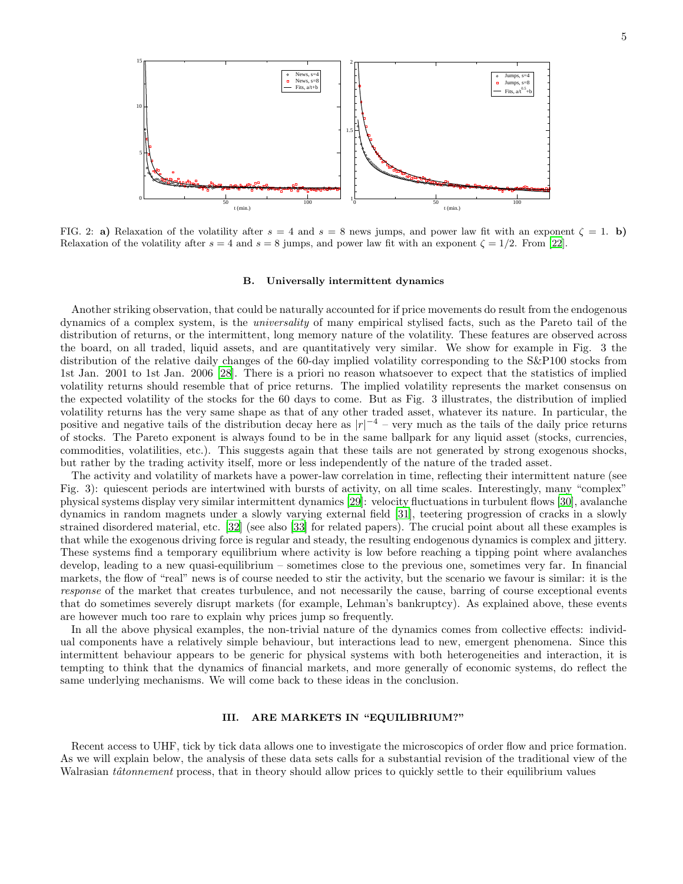FIG. 2: **a)** Relaxation of the volatility after $s = 4$ and $s = 8$ news jumps, and power law fit with an exponent $\zeta = 1$. **b)** Relaxation of the volatility after $s = 4$ and $s = 8$ jumps, and power law fit with an exponent $\zeta = 1/2$. From [22].

### B. Universally intermittent dynamics

Another striking observation, that could be naturally accounted for if price movements do result from the endogenous dynamics of a complex system, is the *universality* of many empirical stylised facts, such as the Pareto tail of the distribution of returns, or the intermittent, long memory nature of the volatility. These features are observed across the board, on all traded, liquid assets, and are quantitatively very similar. We show for example in Fig. 3 the distribution of the relative daily changes of the 60-day implied volatility corresponding to the S&P100 stocks from 1st Jan. 2001 to 1st Jan. 2006 [28]. There is a priori no reason whatsoever to expect that the statistics of implied volatility returns should resemble that of price returns. The implied volatility represents the market consensus on the expected volatility of the stocks for the 60 days to come. But as Fig. 3 illustrates, the distribution of implied volatility returns has the very same shape as that of any other traded asset, whatever its nature. In particular, the positive and negative tails of the distribution decay here as $|r|^{-4}$ – very much as the tails of the daily price returns of stocks. The Pareto exponent is always found to be in the same ballpark for any liquid asset (stocks, currencies, commodities, volatilities, etc.). This suggests again that these tails are not generated by strong exogenous shocks, but rather by the trading activity itself, more or less independently of the nature of the traded asset.

The activity and volatility of markets have a power-law correlation in time, reflecting their intermittent nature (see Fig. 3): quiescent periods are intertwined with bursts of activity, on all time scales. Interestingly, many "complex" physical systems display very similar intermittent dynamics [29]: velocity fluctuations in turbulent flows [30], avalanche dynamics in random magnets under a slowly varying external field [31], teetering progression of cracks in a slowly strained disordered material, etc. [32] (see also [33] for related papers). The crucial point about all these examples is that while the exogenous driving force is regular and steady, the resulting endogenous dynamics is complex and jittery. These systems find a temporary equilibrium where activity is low before reaching a tipping point where avalanches develop, leading to a new quasi-equilibrium – sometimes close to the previous one, sometimes very far. In financial markets, the flow of "real" news is of course needed to stir the activity, but the scenario we favour is similar: it is the *response* of the market that creates turbulence, and not necessarily the cause, barring of course exceptional events that do sometimes severely disrupt markets (for example, Lehman's bankruptcy). As explained above, these events are however much too rare to explain why prices jump so frequently.

In all the above physical examples, the non-trivial nature of the dynamics comes from collective effects: individual components have a relatively simple behaviour, but interactions lead to new, emergent phenomena. Since this intermittent behaviour appears to be generic for physical systems with both heterogeneities and interaction, it is tempting to think that the dynamics of financial markets, and more generally of economic systems, do reflect the same underlying mechanisms. We will come back to these ideas in the conclusion.

## III. ARE MARKETS IN "EQUILIBRIUM?"

Recent access to UHF, tick by tick data allows one to investigate the microscopics of order flow and price formation. As we will explain below, the analysis of these data sets calls for a substantial revision of the traditional view of the Walrasian *tâtonnement* process, that in theory should allow prices to quickly settle to their equilibrium values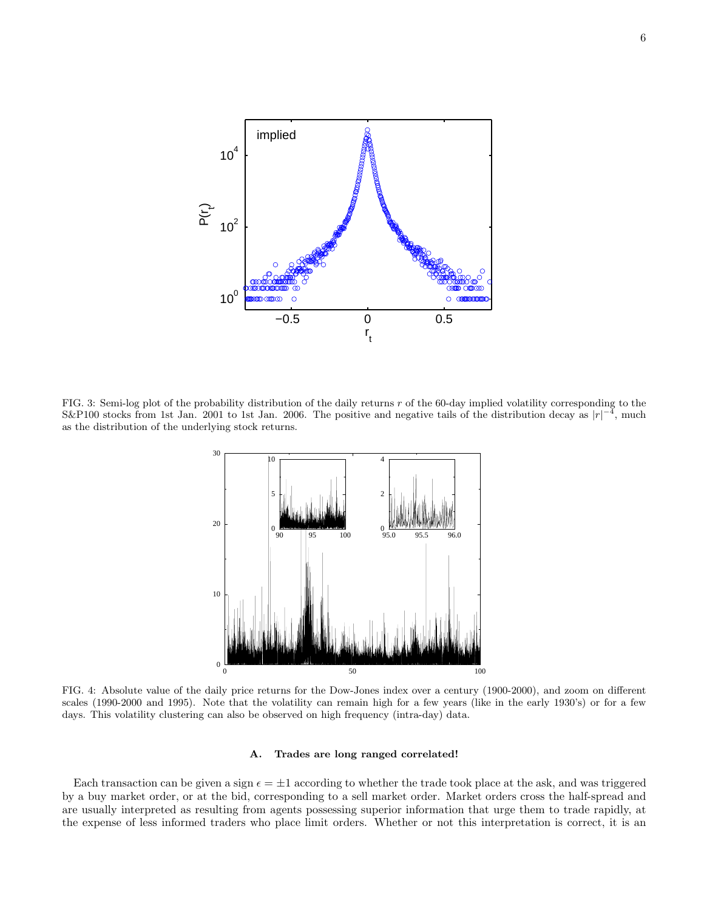FIG. 3: Semi-log plot of the probability distribution of the daily returns $r$ of the 60-day implied volatility corresponding to the S&P100 stocks from 1st Jan. 2001 to 1st Jan. 2006. The positive and negative tails of the distribution decay as $|r|^{-4}$, much as the distribution of the underlying stock returns.

FIG. 4: Absolute value of the daily price returns for the Dow-Jones index over a century (1900-2000), and zoom on different scales (1990-2000 and 1995). Note that the volatility can remain high for a few years (like in the early 1930's) or for a few days. This volatility clustering can also be observed on high frequency (intra-day) data.

### A. Trades are long ranged correlated!

Each transaction can be given a sign $\epsilon = \pm 1$ according to whether the trade took place at the ask, and was triggered by a buy market order, or at the bid, corresponding to a sell market order. Market orders cross the half-spread and are usually interpreted as resulting from agents possessing superior information that urge them to trade rapidly, at the expense of less informed traders who place limit orders. Whether or not this interpretation is correct, it is an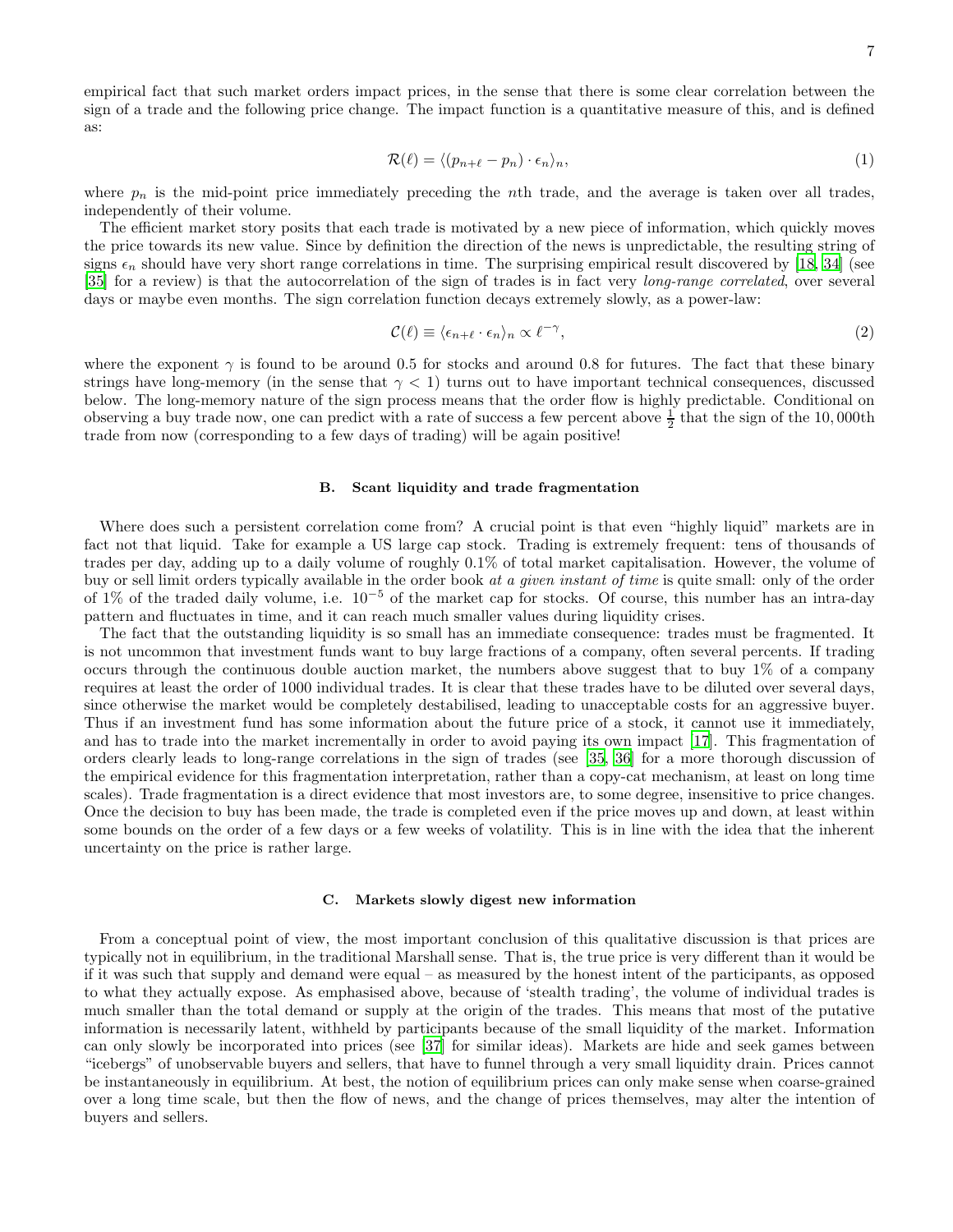empirical fact that such market orders impact prices, in the sense that there is some clear correlation between the sign of a trade and the following price change. The impact function is a quantitative measure of this, and is defined as:

$$\mathcal{R}(\ell) = \langle (p_{n+\ell} - p_n) \cdot \epsilon_n \rangle_n, \tag{1}$$

where $p_n$ is the mid-point price immediately preceding the $n$th trade, and the average is taken over all trades, independently of their volume.

The efficient market story posits that each trade is motivated by a new piece of information, which quickly moves the price towards its new value. Since by definition the direction of the news is unpredictable, the resulting string of signs $\epsilon_n$ should have very short range correlations in time. The surprising empirical result discovered by [18, 34] (see [35] for a review) is that the autocorrelation of the sign of trades is in fact very *long-range correlated*, over several days or maybe even months. The sign correlation function decays extremely slowly, as a power-law:

$$\mathcal{C}(\ell) \equiv \langle \epsilon_{n+\ell} \cdot \epsilon_n \rangle_n \propto \ell^{-\gamma}, \tag{2}$$

where the exponent $\gamma$ is found to be around 0.5 for stocks and around 0.8 for futures. The fact that these binary strings have long-memory (in the sense that $\gamma < 1$) turns out to have important technical consequences, discussed below. The long-memory nature of the sign process means that the order flow is highly predictable. Conditional on observing a buy trade now, one can predict with a rate of success a few percent above $\frac{1}{2}$ that the sign of the 10,000th trade from now (corresponding to a few days of trading) will be again positive!

### B. Scant liquidity and trade fragmentation

Where does such a persistent correlation come from? A crucial point is that even "highly liquid" markets are in fact not that liquid. Take for example a US large cap stock. Trading is extremely frequent: tens of thousands of trades per day, adding up to a daily volume of roughly 0.1% of total market capitalisation. However, the volume of buy or sell limit orders typically available in the order book *at a given instant of time* is quite small: only of the order of 1% of the traded daily volume, i.e. $10^{-5}$ of the market cap for stocks. Of course, this number has an intra-day pattern and fluctuates in time, and it can reach much smaller values during liquidity crises.

The fact that the outstanding liquidity is so small has an immediate consequence: trades must be fragmented. It is not uncommon that investment funds want to buy large fractions of a company, often several percents. If trading occurs through the continuous double auction market, the numbers above suggest that to buy 1% of a company requires at least the order of 1000 individual trades. It is clear that these trades have to be diluted over several days, since otherwise the market would be completely destabilised, leading to unacceptable costs for an aggressive buyer. Thus if an investment fund has some information about the future price of a stock, it cannot use it immediately, and has to trade into the market incrementally in order to avoid paying its own impact [17]. This fragmentation of orders clearly leads to long-range correlations in the sign of trades (see [35, 36] for a more thorough discussion of the empirical evidence for this fragmentation interpretation, rather than a copy-cat mechanism, at least on long time scales). Trade fragmentation is a direct evidence that most investors are, to some degree, insensitive to price changes. Once the decision to buy has been made, the trade is completed even if the price moves up and down, at least within some bounds on the order of a few days or a few weeks of volatility. This is in line with the idea that the inherent uncertainty on the price is rather large.

### C. Markets slowly digest new information

From a conceptual point of view, the most important conclusion of this qualitative discussion is that prices are typically not in equilibrium, in the traditional Marshall sense. That is, the true price is very different than it would be if it was such that supply and demand were equal – as measured by the honest intent of the participants, as opposed to what they actually expose. As emphasised above, because of 'stealth trading', the volume of individual trades is much smaller than the total demand or supply at the origin of the trades. This means that most of the putative information is necessarily latent, withheld by participants because of the small liquidity of the market. Information can only slowly be incorporated into prices (see [37] for similar ideas). Markets are hide and seek games between "icebergs" of unobservable buyers and sellers, that have to funnel through a very small liquidity drain. Prices cannot be instantaneously in equilibrium. At best, the notion of equilibrium prices can only make sense when coarse-grained over a long time scale, but then the flow of news, and the change of prices themselves, may alter the intention of buyers and sellers.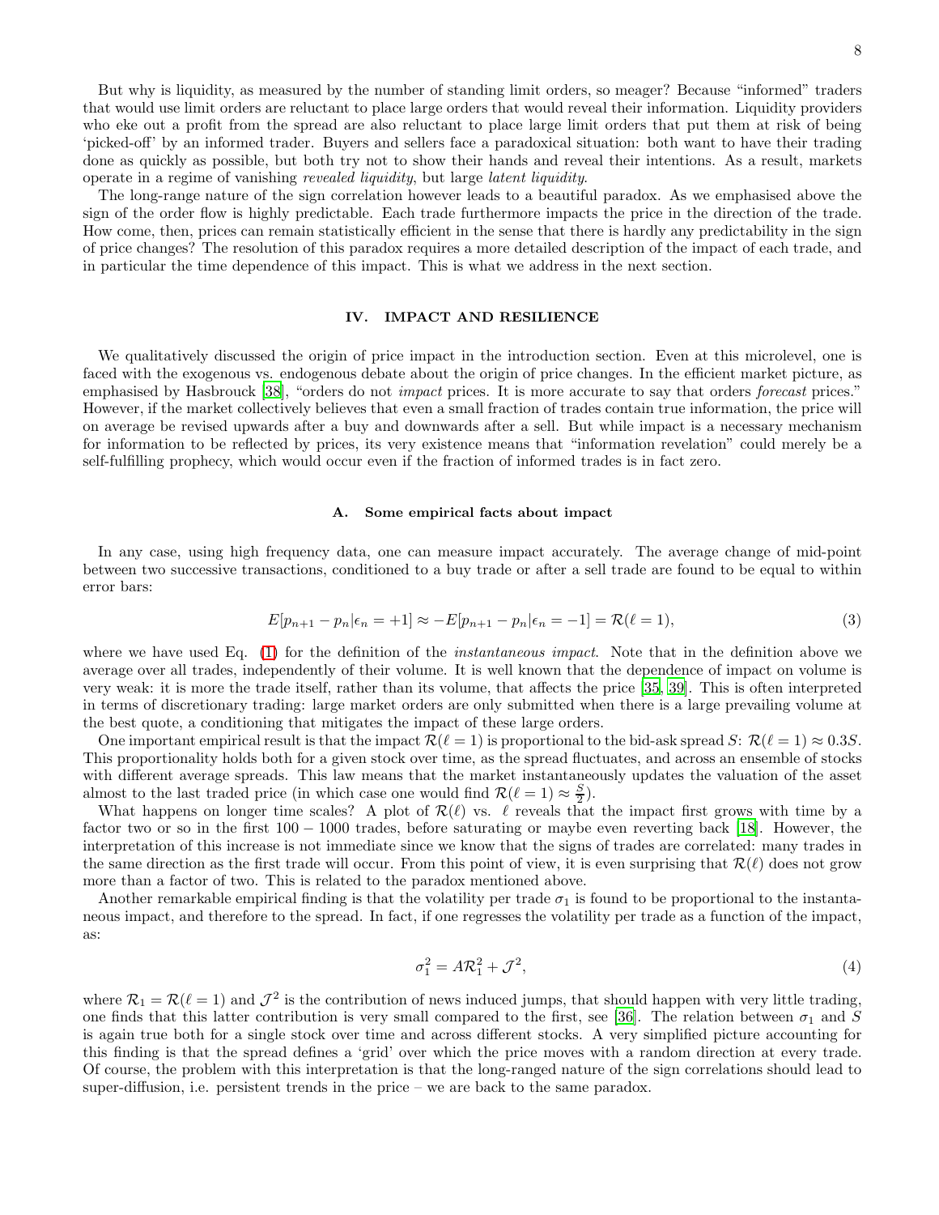But why is liquidity, as measured by the number of standing limit orders, so meager? Because "informed" traders that would use limit orders are reluctant to place large orders that would reveal their information. Liquidity providers who eke out a profit from the spread are also reluctant to place large limit orders that put them at risk of being 'picked-off' by an informed trader. Buyers and sellers face a paradoxical situation: both want to have their trading done as quickly as possible, but both try not to show their hands and reveal their intentions. As a result, markets operate in a regime of vanishing *revealed liquidity*, but large *latent liquidity*.

The long-range nature of the sign correlation however leads to a beautiful paradox. As we emphasised above the sign of the order flow is highly predictable. Each trade furthermore impacts the price in the direction of the trade. How come, then, prices can remain statistically efficient in the sense that there is hardly any predictability in the sign of price changes? The resolution of this paradox requires a more detailed description of the impact of each trade, and in particular the time dependence of this impact. This is what we address in the next section.

## IV. IMPACT AND RESILIENCE

We qualitatively discussed the origin of price impact in the introduction section. Even at this microlevel, one is faced with the exogenous vs. endogenous debate about the origin of price changes. In the efficient market picture, as emphasised by Hasbrouck [38], "orders do not *impact* prices. It is more accurate to say that orders *forecast* prices." However, if the market collectively believes that even a small fraction of trades contain true information, the price will on average be revised upwards after a buy and downwards after a sell. But while impact is a necessary mechanism for information to be reflected by prices, its very existence means that "information revelation" could merely be a self-fulfilling prophecy, which would occur even if the fraction of informed trades is in fact zero.

### A. Some empirical facts about impact

In any case, using high frequency data, one can measure impact accurately. The average change of mid-point between two successive transactions, conditioned to a buy trade or after a sell trade are found to be equal to within error bars:

$$E[p_{n+1} - p_n|\epsilon_n = +1] \approx -E[p_{n+1} - p_n|\epsilon_n = -1] = \mathcal{R}(\ell = 1), \tag{3}$$

where we have used Eq. (1) for the definition of the *instantaneous impact*. Note that in the definition above we average over all trades, independently of their volume. It is well known that the dependence of impact on volume is very weak: it is more the trade itself, rather than its volume, that affects the price [35, 39]. This is often interpreted in terms of discretionary trading: large market orders are only submitted when there is a large prevailing volume at the best quote, a conditioning that mitigates the impact of these large orders.

One important empirical result is that the impact $\mathcal{R}(\ell = 1)$ is proportional to the bid-ask spread $S$: $\mathcal{R}(\ell = 1) \approx 0.3S$. This proportionality holds both for a given stock over time, as the spread fluctuates, and across an ensemble of stocks with different average spreads. This law means that the market instantaneously updates the valuation of the asset almost to the last traded price (in which case one would find $\mathcal{R}(\ell = 1) \approx \frac{S}{2}$).

What happens on longer time scales? A plot of $\mathcal{R}(\ell)$ vs. $\ell$ reveals that the impact first grows with time by a factor two or so in the first $100 - 1000$ trades, before saturating or maybe even reverting back [18]. However, the interpretation of this increase is not immediate since we know that the signs of trades are correlated: many trades in the same direction as the first trade will occur. From this point of view, it is even surprising that $\mathcal{R}(\ell)$ does not grow more than a factor of two. This is related to the paradox mentioned above.

Another remarkable empirical finding is that the volatility per trade $\sigma_1$ is found to be proportional to the instantaneous impact, and therefore to the spread. In fact, if one regresses the volatility per trade as a function of the impact, as:

$$\sigma_1^2 = A\mathcal{R}_1^2 + \mathcal{J}^2, \tag{4}$$

where $\mathcal{R}_1 = \mathcal{R}(\ell = 1)$ and $\mathcal{J}^2$ is the contribution of news induced jumps, that should happen with very little trading, one finds that this latter contribution is very small compared to the first, see [36]. The relation between $\sigma_1$ and $S$ is again true both for a single stock over time and across different stocks. A very simplified picture accounting for this finding is that the spread defines a 'grid' over which the price moves with a random direction at every trade. Of course, the problem with this interpretation is that the long-ranged nature of the sign correlations should lead to super-diffusion, i.e. persistent trends in the price – we are back to the same paradox.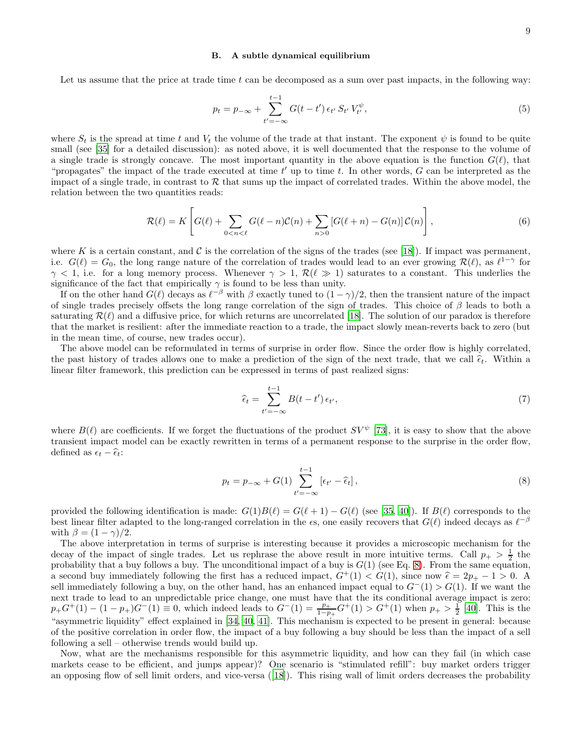### B. A subtle dynamical equilibrium

Let us assume that the price at trade time $t$ can be decomposed as a sum over past impacts, in the following way:

$$p_t = p_{-\infty} + \sum_{t'=-\infty}^{t-1} G(t-t')\, \epsilon_{t'}\, S_{t'}\, V_{t'}^{\psi}, \tag{5}$$

where $S_t$ is the spread at time $t$ and $V_t$ the volume of the trade at that instant. The exponent $\psi$ is found to be quite small (see [35] for a detailed discussion): as noted above, it is well documented that the response to the volume of a single trade is strongly concave. The most important quantity in the above equation is the function $G(\ell)$, that "propagates" the impact of the trade executed at time $t'$ up to time $t$. In other words, $G$ can be interpreted as the impact of a single trade, in contrast to $\mathcal{R}$ that sums up the impact of correlated trades. Within the above model, the relation between the two quantities reads:

$$\mathcal{R}(\ell) = K \left[ G(\ell) + \sum_{0<n<\ell} G(\ell-n)\mathcal{C}(n) + \sum_{n>0} \left[G(\ell+n) - G(n)\right] \mathcal{C}(n) \right], \tag{6}$$

where $K$ is a certain constant, and $\mathcal{C}$ is the correlation of the signs of the trades (see [18]). If impact was permanent, i.e. $G(\ell) = G_0$, the long range nature of the correlation of trades would lead to an ever growing $\mathcal{R}(\ell)$, as $\ell^{1-\gamma}$ for $\gamma < 1$, i.e. for a long memory process. Whenever $\gamma > 1$, $\mathcal{R}(\ell \gg 1)$ saturates to a constant. This underlies the significance of the fact that empirically $\gamma$ is found to be less than unity.

If on the other hand $G(\ell)$ decays as $\ell^{-\beta}$ with $\beta$ exactly tuned to $(1-\gamma)/2$, then the transient nature of the impact of single trades precisely offsets the long range correlation of the sign of trades. This choice of $\beta$ leads to both a saturating $\mathcal{R}(\ell)$ and a diffusive price, for which returns are uncorrelated [18]. The solution of our paradox is therefore that the market is resilient: after the immediate reaction to a trade, the impact slowly mean-reverts back to zero (but in the mean time, of course, new trades occur).

The above model can be reformulated in terms of surprise in order flow. Since the order flow is highly correlated, the past history of trades allows one to make a prediction of the sign of the next trade, that we call $\widehat{\epsilon}_t$. Within a linear filter framework, this prediction can be expressed in terms of past realized signs:

$$\widehat{\epsilon}_t = \sum_{t'=-\infty}^{t-1} B(t-t')\, \epsilon_{t'}, \tag{7}$$

where $B(\ell)$ are coefficients. If we forget the fluctuations of the product $SV^{\psi}$ [73], it is easy to show that the above transient impact model can be exactly rewritten in terms of a permanent response to the surprise in the order flow, defined as $\epsilon_t - \widehat{\epsilon}_t$:

$$p_t = p_{-\infty} + G(1) \sum_{t'=-\infty}^{t-1} \left[\epsilon_{t'} - \widehat{\epsilon}_t\right], \tag{8}$$

provided the following identification is made: $G(1)B(\ell) = G(\ell+1) - G(\ell)$ (see [35, 40]). If $B(\ell)$ corresponds to the best linear filter adapted to the long-ranged correlation in the $\epsilon$s, one easily recovers that $G(\ell)$ indeed decays as $\ell^{-\beta}$ with $\beta = (1-\gamma)/2$.

The above interpretation in terms of surprise is interesting because it provides a microscopic mechanism for the decay of the impact of single trades. Let us rephrase the above result in more intuitive terms. Call $p_+ > \frac{1}{2}$ the probability that a buy follows a buy. The unconditional impact of a buy is $G(1)$ (see Eq. 8). From the same equation, a second buy immediately following the first has a reduced impact, $G^+(1) < G(1)$, since now $\widehat{\epsilon} = 2p_+ - 1 > 0$. A sell immediately following a buy, on the other hand, has an enhanced impact equal to $G^-(1) > G(1)$. If we want the next trade to lead to an unpredictable price change, one must have that the its conditional average impact is zero: $p_+ G^+(1) - (1-p_+)G^-(1) \equiv 0$, which indeed leads to $G^-(1) = \frac{p_+}{1-p_+} G^+(1) > G^+(1)$ when $p_+ > \frac{1}{2}$ [40]. This is the "asymmetric liquidity" effect explained in [34, 40, 41]. This mechanism is expected to be present in general: because of the positive correlation in order flow, the impact of a buy following a buy should be less than the impact of a sell following a sell – otherwise trends would build up.

Now, what are the mechanisms responsible for this asymmetric liquidity, and how can they fail (in which case markets cease to be efficient, and jumps appear)? One scenario is "stimulated refill": buy market orders trigger an opposing flow of sell limit orders, and vice-versa ([18]). This rising wall of limit orders decreases the probability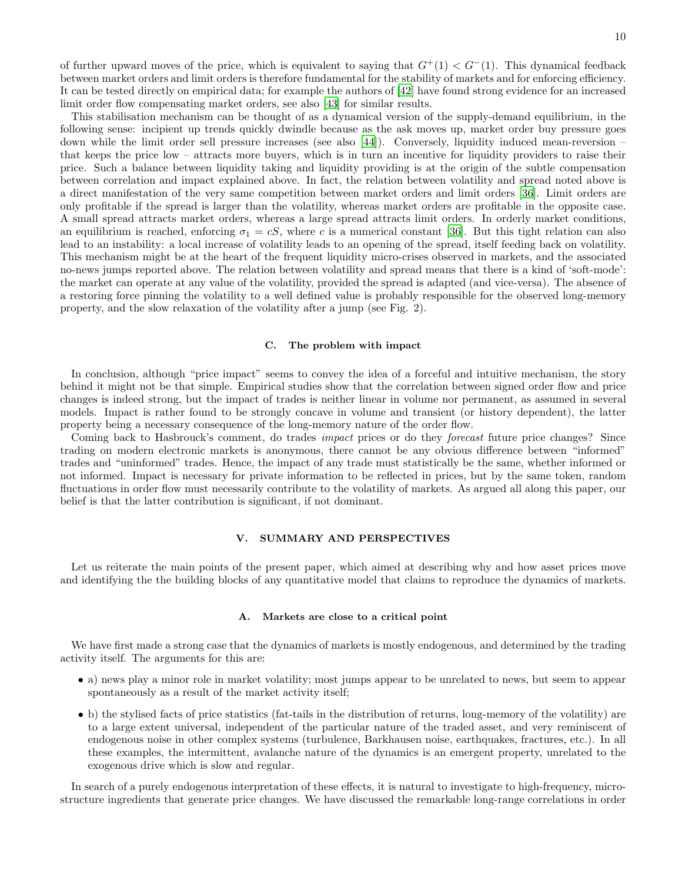of further upward moves of the price, which is equivalent to saying that $G^+(1) < G^-(1)$. This dynamical feedback between market orders and limit orders is therefore fundamental for the stability of markets and for enforcing efficiency. It can be tested directly on empirical data; for example the authors of [42] have found strong evidence for an increased limit order flow compensating market orders, see also [43] for similar results.

This stabilisation mechanism can be thought of as a dynamical version of the supply-demand equilibrium, in the following sense: incipient up trends quickly dwindle because as the ask moves up, market order buy pressure goes down while the limit order sell pressure increases (see also [44]). Conversely, liquidity induced mean-reversion – that keeps the price low – attracts more buyers, which is in turn an incentive for liquidity providers to raise their price. Such a balance between liquidity taking and liquidity providing is at the origin of the subtle compensation between correlation and impact explained above. In fact, the relation between volatility and spread noted above is a direct manifestation of the very same competition between market orders and limit orders [36]. Limit orders are only profitable if the spread is larger than the volatility, whereas market orders are profitable in the opposite case. A small spread attracts market orders, whereas a large spread attracts limit orders. In orderly market conditions, an equilibrium is reached, enforcing $\sigma_1 = cS$, where $c$ is a numerical constant [36]. But this tight relation can also lead to an instability: a local increase of volatility leads to an opening of the spread, itself feeding back on volatility. This mechanism might be at the heart of the frequent liquidity micro-crises observed in markets, and the associated no-news jumps reported above. The relation between volatility and spread means that there is a kind of 'soft-mode': the market can operate at any value of the volatility, provided the spread is adapted (and vice-versa). The absence of a restoring force pinning the volatility to a well defined value is probably responsible for the observed long-memory property, and the slow relaxation of the volatility after a jump (see Fig. 2).

### C. The problem with impact

In conclusion, although "price impact" seems to convey the idea of a forceful and intuitive mechanism, the story behind it might not be that simple. Empirical studies show that the correlation between signed order flow and price changes is indeed strong, but the impact of trades is neither linear in volume nor permanent, as assumed in several models. Impact is rather found to be strongly concave in volume and transient (or history dependent), the latter property being a necessary consequence of the long-memory nature of the order flow.

Coming back to Hasbrouck's comment, do trades *impact* prices or do they *forecast* future price changes? Since trading on modern electronic markets is anonymous, there cannot be any obvious difference between "informed" trades and "uninformed" trades. Hence, the impact of any trade must statistically be the same, whether informed or not informed. Impact is necessary for private information to be reflected in prices, but by the same token, random fluctuations in order flow must necessarily contribute to the volatility of markets. As argued all along this paper, our belief is that the latter contribution is significant, if not dominant.

## V. SUMMARY AND PERSPECTIVES

Let us reiterate the main points of the present paper, which aimed at describing why and how asset prices move and identifying the the building blocks of any quantitative model that claims to reproduce the dynamics of markets.

### A. Markets are close to a critical point

We have first made a strong case that the dynamics of markets is mostly endogenous, and determined by the trading activity itself. The arguments for this are:

- a) news play a minor role in market volatility; most jumps appear to be unrelated to news, but seem to appear spontaneously as a result of the market activity itself;
- b) the stylised facts of price statistics (fat-tails in the distribution of returns, long-memory of the volatility) are to a large extent universal, independent of the particular nature of the traded asset, and very reminiscent of endogenous noise in other complex systems (turbulence, Barkhausen noise, earthquakes, fractures, etc.). In all these examples, the intermittent, avalanche nature of the dynamics is an emergent property, unrelated to the exogenous drive which is slow and regular.

In search of a purely endogenous interpretation of these effects, it is natural to investigate to high-frequency, micro-structure ingredients that generate price changes. We have discussed the remarkable long-range correlations in order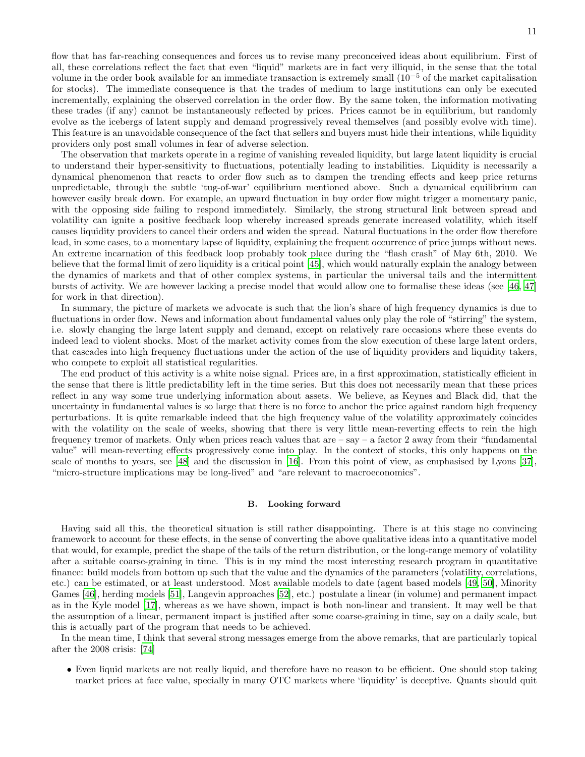flow that has far-reaching consequences and forces us to revise many preconceived ideas about equilibrium. First of all, these correlations reflect the fact that even "liquid" markets are in fact very illiquid, in the sense that the total volume in the order book available for an immediate transaction is extremely small ($10^{-5}$ of the market capitalisation for stocks). The immediate consequence is that the trades of medium to large institutions can only be executed incrementally, explaining the observed correlation in the order flow. By the same token, the information motivating these trades (if any) cannot be instantaneously reflected by prices. Prices cannot be in equilibrium, but randomly evolve as the icebergs of latent supply and demand progressively reveal themselves (and possibly evolve with time). This feature is an unavoidable consequence of the fact that sellers and buyers must hide their intentions, while liquidity providers only post small volumes in fear of adverse selection.

The observation that markets operate in a regime of vanishing revealed liquidity, but large latent liquidity is crucial to understand their hyper-sensitivity to fluctuations, potentially leading to instabilities. Liquidity is necessarily a dynamical phenomenon that reacts to order flow such as to dampen the trending effects and keep price returns unpredictable, through the subtle 'tug-of-war' equilibrium mentioned above. Such a dynamical equilibrium can however easily break down. For example, an upward fluctuation in buy order flow might trigger a momentary panic, with the opposing side failing to respond immediately. Similarly, the strong structural link between spread and volatility can ignite a positive feedback loop whereby increased spreads generate increased volatility, which itself causes liquidity providers to cancel their orders and widen the spread. Natural fluctuations in the order flow therefore lead, in some cases, to a momentary lapse of liquidity, explaining the frequent occurrence of price jumps without news. An extreme incarnation of this feedback loop probably took place during the "flash crash" of May 6th, 2010. We believe that the formal limit of zero liquidity is a critical point [45], which would naturally explain the analogy between the dynamics of markets and that of other complex systems, in particular the universal tails and the intermittent bursts of activity. We are however lacking a precise model that would allow one to formalise these ideas (see [46, 47] for work in that direction).

In summary, the picture of markets we advocate is such that the lion's share of high frequency dynamics is due to fluctuations in order flow. News and information about fundamental values only play the role of "stirring" the system, i.e. slowly changing the large latent supply and demand, except on relatively rare occasions where these events do indeed lead to violent shocks. Most of the market activity comes from the slow execution of these large latent orders, that cascades into high frequency fluctuations under the action of the use of liquidity providers and liquidity takers, who compete to exploit all statistical regularities.

The end product of this activity is a white noise signal. Prices are, in a first approximation, statistically efficient in the sense that there is little predictability left in the time series. But this does not necessarily mean that these prices reflect in any way some true underlying information about assets. We believe, as Keynes and Black did, that the uncertainty in fundamental values is so large that there is no force to anchor the price against random high frequency perturbations. It is quite remarkable indeed that the high frequency value of the volatility approximately coincides with the volatility on the scale of weeks, showing that there is very little mean-reverting effects to rein the high frequency tremor of markets. Only when prices reach values that are – say – a factor 2 away from their "fundamental value" will mean-reverting effects progressively come into play. In the context of stocks, this only happens on the scale of months to years, see [48] and the discussion in [16]. From this point of view, as emphasised by Lyons [37], "micro-structure implications may be long-lived" and "are relevant to macroeconomics".

### B. Looking forward

Having said all this, the theoretical situation is still rather disappointing. There is at this stage no convincing framework to account for these effects, in the sense of converting the above qualitative ideas into a quantitative model that would, for example, predict the shape of the tails of the return distribution, or the long-range memory of volatility after a suitable coarse-graining in time. This is in my mind the most interesting research program in quantitative finance: build models from bottom up such that the value and the dynamics of the parameters (volatility, correlations, etc.) can be estimated, or at least understood. Most available models to date (agent based models [49, 50], Minority Games [46], herding models [51], Langevin approaches [52], etc.) postulate a linear (in volume) and permanent impact as in the Kyle model [17], whereas as we have shown, impact is both non-linear and transient. It may well be that the assumption of a linear, permanent impact is justified after some coarse-graining in time, say on a daily scale, but this is actually part of the program that needs to be achieved.

In the mean time, I think that several strong messages emerge from the above remarks, that are particularly topical after the 2008 crisis: [74]

- Even liquid markets are not really liquid, and therefore have no reason to be efficient. One should stop taking market prices at face value, specially in many OTC markets where 'liquidity' is deceptive. Quants should quit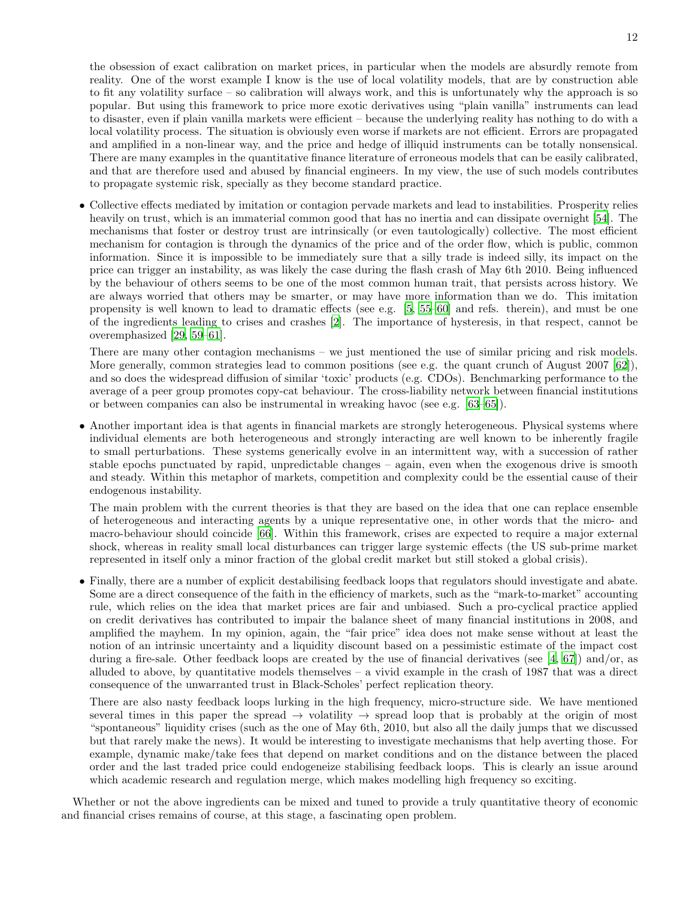the obsession of exact calibration on market prices, in particular when the models are absurdly remote from reality. One of the worst example I know is the use of local volatility models, that are by construction able to fit any volatility surface – so calibration will always work, and this is unfortunately why the approach is so popular. But using this framework to price more exotic derivatives using "plain vanilla" instruments can lead to disaster, even if plain vanilla markets were efficient – because the underlying reality has nothing to do with a local volatility process. The situation is obviously even worse if markets are not efficient. Errors are propagated and amplified in a non-linear way, and the price and hedge of illiquid instruments can be totally nonsensical. There are many examples in the quantitative finance literature of erroneous models that can be easily calibrated, and that are therefore used and abused by financial engineers. In my view, the use of such models contributes to propagate systemic risk, specially as they become standard practice.

- Collective effects mediated by imitation or contagion pervade markets and lead to instabilities. Prosperity relies heavily on trust, which is an immaterial common good that has no inertia and can dissipate overnight [54]. The mechanisms that foster or destroy trust are intrinsically (or even tautologically) collective. The most efficient mechanism for contagion is through the dynamics of the price and of the order flow, which is public, common information. Since it is impossible to be immediately sure that a silly trade is indeed silly, its impact on the price can trigger an instability, as was likely the case during the flash crash of May 6th 2010. Being influenced by the behaviour of others seems to be one of the most common human trait, that persists across history. We are always worried that others may be smarter, or may have more information than we do. This imitation propensity is well known to lead to dramatic effects (see e.g. [5, 55–60] and refs. therein), and must be one of the ingredients leading to crises and crashes [2]. The importance of hysteresis, in that respect, cannot be overemphasized [29, 59–61].

  There are many other contagion mechanisms – we just mentioned the use of similar pricing and risk models. More generally, common strategies lead to common positions (see e.g. the quant crunch of August 2007 [62]), and so does the widespread diffusion of similar 'toxic' products (e.g. CDOs). Benchmarking performance to the average of a peer group promotes copy-cat behaviour. The cross-liability network between financial institutions or between companies can also be instrumental in wreaking havoc (see e.g. [63–65]).

- Another important idea is that agents in financial markets are strongly heterogeneous. Physical systems where individual elements are both heterogeneous and strongly interacting are well known to be inherently fragile to small perturbations. These systems generically evolve in an intermittent way, with a succession of rather stable epochs punctuated by rapid, unpredictable changes – again, even when the exogenous drive is smooth and steady. Within this metaphor of markets, competition and complexity could be the essential cause of their endogenous instability.

  The main problem with the current theories is that they are based on the idea that one can replace ensemble of heterogeneous and interacting agents by a unique representative one, in other words that the micro- and macro-behaviour should coincide [66]. Within this framework, crises are expected to require a major external shock, whereas in reality small local disturbances can trigger large systemic effects (the US sub-prime market represented in itself only a minor fraction of the global credit market but still stoked a global crisis).

- Finally, there are a number of explicit destabilising feedback loops that regulators should investigate and abate. Some are a direct consequence of the faith in the efficiency of markets, such as the "mark-to-market" accounting rule, which relies on the idea that market prices are fair and unbiased. Such a pro-cyclical practice applied on credit derivatives has contributed to impair the balance sheet of many financial institutions in 2008, and amplified the mayhem. In my opinion, again, the "fair price" idea does not make sense without at least the notion of an intrinsic uncertainty and a liquidity discount based on a pessimistic estimate of the impact cost during a fire-sale. Other feedback loops are created by the use of financial derivatives (see [4, 67]) and/or, as alluded to above, by quantitative models themselves – a vivid example in the crash of 1987 that was a direct consequence of the unwarranted trust in Black-Scholes' perfect replication theory.

  There are also nasty feedback loops lurking in the high frequency, micro-structure side. We have mentioned several times in this paper the spread $\rightarrow$ volatility $\rightarrow$ spread loop that is probably at the origin of most "spontaneous" liquidity crises (such as the one of May 6th, 2010, but also all the daily jumps that we discussed but that rarely make the news). It would be interesting to investigate mechanisms that help averting those. For example, dynamic make/take fees that depend on market conditions and on the distance between the placed order and the last traded price could endogeneize stabilising feedback loops. This is clearly an issue around which academic research and regulation merge, which makes modelling high frequency so exciting.

Whether or not the above ingredients can be mixed and tuned to provide a truly quantitative theory of economic and financial crises remains of course, at this stage, a fascinating open problem.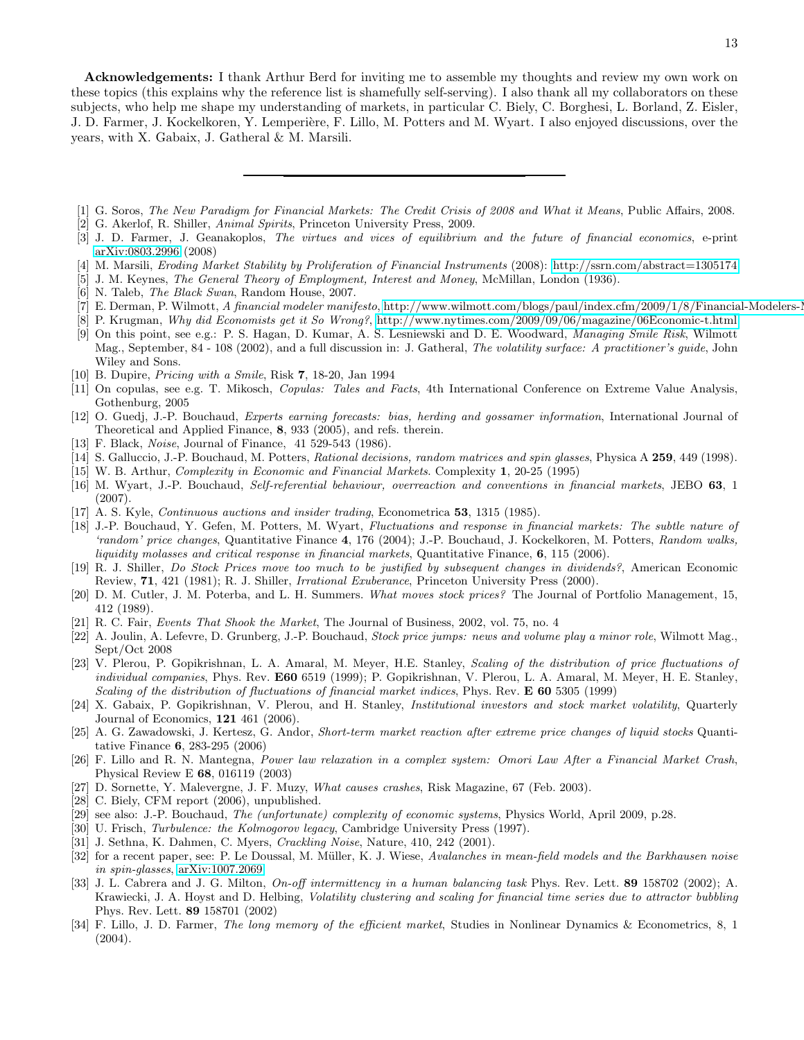**Acknowledgements:** I thank Arthur Berd for inviting me to assemble my thoughts and review my own work on these topics (this explains why the reference list is shamefully self-serving). I also thank all my collaborators on these subjects, who help me shape my understanding of markets, in particular C. Biely, C. Borghesi, L. Borland, Z. Eisler, J. D. Farmer, J. Kockelkoren, Y. Lemperière, F. Lillo, M. Potters and M. Wyart. I also enjoyed discussions, over the years, with X. Gabaix, J. Gatheral & M. Marsili.

---

[1] G. Soros, *The New Paradigm for Financial Markets: The Credit Crisis of 2008 and What it Means*, Public Affairs, 2008.

[2] G. Akerlof, R. Shiller, *Animal Spirits*, Princeton University Press, 2009.

[3] J. D. Farmer, J. Geanakoplos, *The virtues and vices of equilibrium and the future of financial economics*, e-print arXiv:0803.2996 (2008)

[4] M. Marsili, *Eroding Market Stability by Proliferation of Financial Instruments* (2008): http://ssrn.com/abstract=1305174

[5] J. M. Keynes, *The General Theory of Employment, Interest and Money*, McMillan, London (1936).

[6] N. Taleb, *The Black Swan*, Random House, 2007.

[7] E. Derman, P. Wilmott, *A financial modeler manifesto*, http://www.wilmott.com/blogs/paul/index.cfm/2009/1/8/Financial-Modelers-M

[8] P. Krugman, *Why did Economists get it So Wrong?*, http://www.nytimes.com/2009/09/06/magazine/06Economic-t.html

[9] On this point, see e.g.: P. S. Hagan, D. Kumar, A. S. Lesniewski and D. E. Woodward, *Managing Smile Risk*, Wilmott Mag., September, 84 - 108 (2002), and a full discussion in: J. Gatheral, *The volatility surface: A practitioner's guide*, John Wiley and Sons.

[10] B. Dupire, *Pricing with a Smile*, Risk **7**, 18-20, Jan 1994

[11] On copulas, see e.g. T. Mikosch, *Copulas: Tales and Facts*, 4th International Conference on Extreme Value Analysis, Gothenburg, 2005

[12] O. Guedj, J.-P. Bouchaud, *Experts earning forecasts: bias, herding and gossamer information*, International Journal of Theoretical and Applied Finance, **8**, 933 (2005), and refs. therein.

[13] F. Black, *Noise*, Journal of Finance, 41 529-543 (1986).

[14] S. Galluccio, J.-P. Bouchaud, M. Potters, *Rational decisions, random matrices and spin glasses*, Physica A **259**, 449 (1998).

[15] W. B. Arthur, *Complexity in Economic and Financial Markets*. Complexity **1**, 20-25 (1995)

[16] M. Wyart, J.-P. Bouchaud, *Self-referential behaviour, overreaction and conventions in financial markets*, JEBO **63**, 1 (2007).

[17] A. S. Kyle, *Continuous auctions and insider trading*, Econometrica **53**, 1315 (1985).

[18] J.-P. Bouchaud, Y. Gefen, M. Potters, M. Wyart, *Fluctuations and response in financial markets: The subtle nature of 'random' price changes*, Quantitative Finance **4**, 176 (2004); J.-P. Bouchaud, J. Kockelkoren, M. Potters, *Random walks, liquidity molasses and critical response in financial markets*, Quantitative Finance, **6**, 115 (2006).

[19] R. J. Shiller, *Do Stock Prices move too much to be justified by subsequent changes in dividends?*, American Economic Review, **71**, 421 (1981); R. J. Shiller, *Irrational Exuberance*, Princeton University Press (2000).

[20] D. M. Cutler, J. M. Poterba, and L. H. Summers. *What moves stock prices?* The Journal of Portfolio Management, 15, 412 (1989).

[21] R. C. Fair, *Events That Shook the Market*, The Journal of Business, 2002, vol. 75, no. 4

[22] A. Joulin, A. Lefevre, D. Grunberg, J.-P. Bouchaud, *Stock price jumps: news and volume play a minor role*, Wilmott Mag., Sept/Oct 2008

[23] V. Plerou, P. Gopikrishnan, L. A. Amaral, M. Meyer, H.E. Stanley, *Scaling of the distribution of price fluctuations of individual companies*, Phys. Rev. **E60** 6519 (1999); P. Gopikrishnan, V. Plerou, L. A. Amaral, M. Meyer, H. E. Stanley, *Scaling of the distribution of fluctuations of financial market indices*, Phys. Rev. **E 60** 5305 (1999)

[24] X. Gabaix, P. Gopikrishnan, V. Plerou, and H. Stanley, *Institutional investors and stock market volatility*, Quarterly Journal of Economics, **121** 461 (2006).

[25] A. G. Zawadowski, J. Kertesz, G. Andor, *Short-term market reaction after extreme price changes of liquid stocks* Quantitative Finance **6**, 283-295 (2006)

[26] F. Lillo and R. N. Mantegna, *Power law relaxation in a complex system: Omori Law After a Financial Market Crash*, Physical Review E **68**, 016119 (2003)

[27] D. Sornette, Y. Malevergne, J. F. Muzy, *What causes crashes*, Risk Magazine, 67 (Feb. 2003).

[28] C. Biely, CFM report (2006), unpublished.

[29] see also: J.-P. Bouchaud, *The (unfortunate) complexity of economic systems*, Physics World, April 2009, p.28.

[30] U. Frisch, *Turbulence: the Kolmogorov legacy*, Cambridge University Press (1997).

[31] J. Sethna, K. Dahmen, C. Myers, *Crackling Noise*, Nature, 410, 242 (2001).

[32] for a recent paper, see: P. Le Doussal, M. Müller, K. J. Wiese, *Avalanches in mean-field models and the Barkhausen noise in spin-glasses*, arXiv:1007.2069

[33] J. L. Cabrera and J. G. Milton, *On-off intermittency in a human balancing task* Phys. Rev. Lett. **89** 158702 (2002); A. Krawiecki, J. A. Hoyst and D. Helbing, *Volatility clustering and scaling for financial time series due to attractor bubbling* Phys. Rev. Lett. **89** 158701 (2002)

[34] F. Lillo, J. D. Farmer, *The long memory of the efficient market*, Studies in Nonlinear Dynamics & Econometrics, 8, 1 (2004).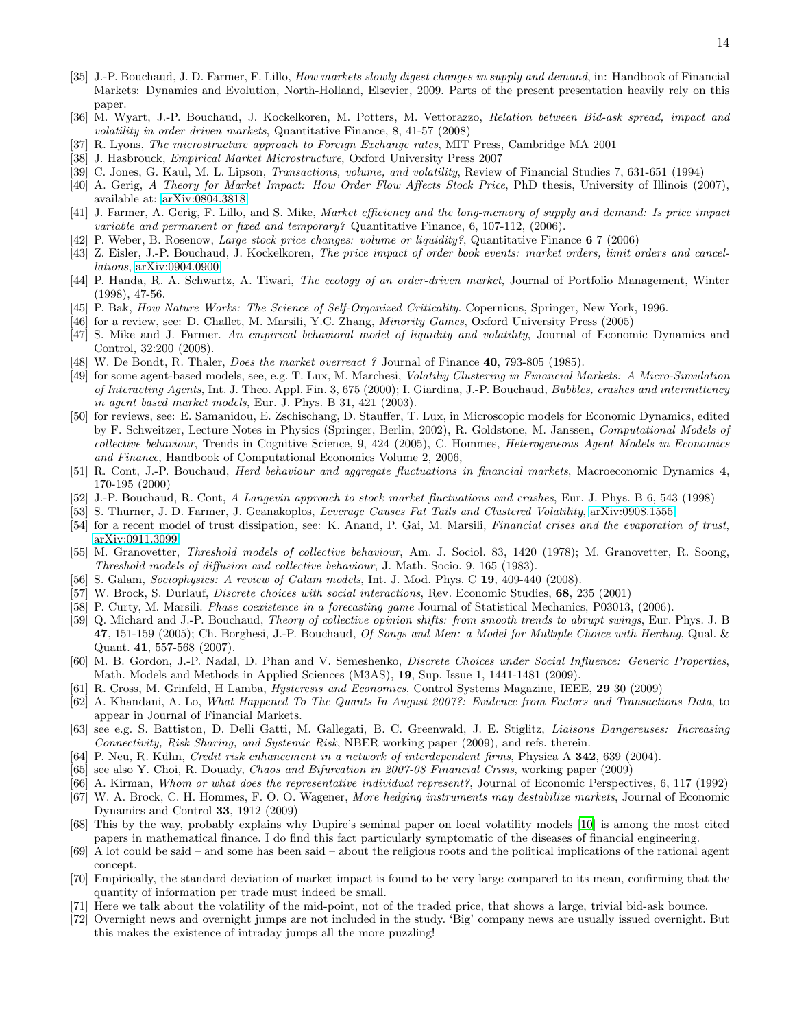[35] J.-P. Bouchaud, J. D. Farmer, F. Lillo, *How markets slowly digest changes in supply and demand*, in: Handbook of Financial Markets: Dynamics and Evolution, North-Holland, Elsevier, 2009. Parts of the present presentation heavily rely on this paper.

[36] M. Wyart, J.-P. Bouchaud, J. Kockelkoren, M. Potters, M. Vettorazzo, *Relation between Bid-ask spread, impact and volatility in order driven markets*, Quantitative Finance, 8, 41-57 (2008)

[37] R. Lyons, *The microstructure approach to Foreign Exchange rates*, MIT Press, Cambridge MA 2001

[38] J. Hasbrouck, *Empirical Market Microstructure*, Oxford University Press 2007

[39] C. Jones, G. Kaul, M. L. Lipson, *Transactions, volume, and volatility*, Review of Financial Studies 7, 631-651 (1994)

[40] A. Gerig, *A Theory for Market Impact: How Order Flow Affects Stock Price*, PhD thesis, University of Illinois (2007), available at: arXiv:0804.3818

[41] J. Farmer, A. Gerig, F. Lillo, and S. Mike, *Market efficiency and the long-memory of supply and demand: Is price impact variable and permanent or fixed and temporary?* Quantitative Finance, 6, 107-112, (2006).

[42] P. Weber, B. Rosenow, *Large stock price changes: volume or liquidity?*, Quantitative Finance **6** 7 (2006)

[43] Z. Eisler, J.-P. Bouchaud, J. Kockelkoren, *The price impact of order book events: market orders, limit orders and cancellations*, arXiv:0904.0900

[44] P. Handa, R. A. Schwartz, A. Tiwari, *The ecology of an order-driven market*, Journal of Portfolio Management, Winter (1998), 47-56.

[45] P. Bak, *How Nature Works: The Science of Self-Organized Criticality*. Copernicus, Springer, New York, 1996.

[46] for a review, see: D. Challet, M. Marsili, Y.C. Zhang, *Minority Games*, Oxford University Press (2005)

[47] S. Mike and J. Farmer. *An empirical behavioral model of liquidity and volatility*, Journal of Economic Dynamics and Control, 32:200 (2008).

[48] W. De Bondt, R. Thaler, *Does the market overreact ?* Journal of Finance **40**, 793-805 (1985).

[49] for some agent-based models, see, e.g. T. Lux, M. Marchesi, *Volatiliy Clustering in Financial Markets: A Micro-Simulation of Interacting Agents*, Int. J. Theo. Appl. Fin. 3, 675 (2000); I. Giardina, J.-P. Bouchaud, *Bubbles, crashes and intermittency in agent based market models*, Eur. J. Phys. B 31, 421 (2003).

[50] for reviews, see: E. Samanidou, E. Zschischang, D. Stauffer, T. Lux, in Microscopic models for Economic Dynamics, edited by F. Schweitzer, Lecture Notes in Physics (Springer, Berlin, 2002), R. Goldstone, M. Janssen, *Computational Models of collective behaviour*, Trends in Cognitive Science, 9, 424 (2005), C. Hommes, *Heterogeneous Agent Models in Economics and Finance*, Handbook of Computational Economics Volume 2, 2006,

[51] R. Cont, J.-P. Bouchaud, *Herd behaviour and aggregate fluctuations in financial markets*, Macroeconomic Dynamics **4**, 170-195 (2000)

[52] J.-P. Bouchaud, R. Cont, *A Langevin approach to stock market fluctuations and crashes*, Eur. J. Phys. B 6, 543 (1998)

[53] S. Thurner, J. D. Farmer, J. Geanakoplos, *Leverage Causes Fat Tails and Clustered Volatility*, arXiv:0908.1555

[54] for a recent model of trust dissipation, see: K. Anand, P. Gai, M. Marsili, *Financial crises and the evaporation of trust*, arXiv:0911.3099

[55] M. Granovetter, *Threshold models of collective behaviour*, Am. J. Sociol. 83, 1420 (1978); M. Granovetter, R. Soong, *Threshold models of diffusion and collective behaviour*, J. Math. Socio. 9, 165 (1983).

[56] S. Galam, *Sociophysics: A review of Galam models*, Int. J. Mod. Phys. C **19**, 409-440 (2008).

[57] W. Brock, S. Durlauf, *Discrete choices with social interactions*, Rev. Economic Studies, **68**, 235 (2001)

[58] P. Curty, M. Marsili. *Phase coexistence in a forecasting game* Journal of Statistical Mechanics, P03013, (2006).

[59] Q. Michard and J.-P. Bouchaud, *Theory of collective opinion shifts: from smooth trends to abrupt swings*, Eur. Phys. J. B **47**, 151-159 (2005); Ch. Borghesi, J.-P. Bouchaud, *Of Songs and Men: a Model for Multiple Choice with Herding*, Qual. & Quant. **41**, 557-568 (2007).

[60] M. B. Gordon, J.-P. Nadal, D. Phan and V. Semeshenko, *Discrete Choices under Social Influence: Generic Properties*, Math. Models and Methods in Applied Sciences (M3AS), **19**, Sup. Issue 1, 1441-1481 (2009).

[61] R. Cross, M. Grinfeld, H Lamba, *Hysteresis and Economics*, Control Systems Magazine, IEEE, **29** 30 (2009)

[62] A. Khandani, A. Lo, *What Happened To The Quants In August 2007?: Evidence from Factors and Transactions Data*, to appear in Journal of Financial Markets.

[63] see e.g. S. Battiston, D. Delli Gatti, M. Gallegati, B. C. Greenwald, J. E. Stiglitz, *Liaisons Dangereuses: Increasing Connectivity, Risk Sharing, and Systemic Risk*, NBER working paper (2009), and refs. therein.

[64] P. Neu, R. Kühn, *Credit risk enhancement in a network of interdependent firms*, Physica A **342**, 639 (2004).

[65] see also Y. Choi, R. Douady, *Chaos and Bifurcation in 2007-08 Financial Crisis*, working paper (2009)

[66] A. Kirman, *Whom or what does the representative individual represent?*, Journal of Economic Perspectives, 6, 117 (1992)

[67] W. A. Brock, C. H. Hommes, F. O. O. Wagener, *More hedging instruments may destabilize markets*, Journal of Economic Dynamics and Control **33**, 1912 (2009)

[68] This by the way, probably explains why Dupire's seminal paper on local volatility models [10] is among the most cited papers in mathematical finance. I do find this fact particularly symptomatic of the diseases of financial engineering.

[69] A lot could be said – and some has been said – about the religious roots and the political implications of the rational agent concept.

[70] Empirically, the standard deviation of market impact is found to be very large compared to its mean, confirming that the quantity of information per trade must indeed be small.

[71] Here we talk about the volatility of the mid-point, not of the traded price, that shows a large, trivial bid-ask bounce.

[72] Overnight news and overnight jumps are not included in the study. 'Big' company news are usually issued overnight. But this makes the existence of intraday jumps all the more puzzling!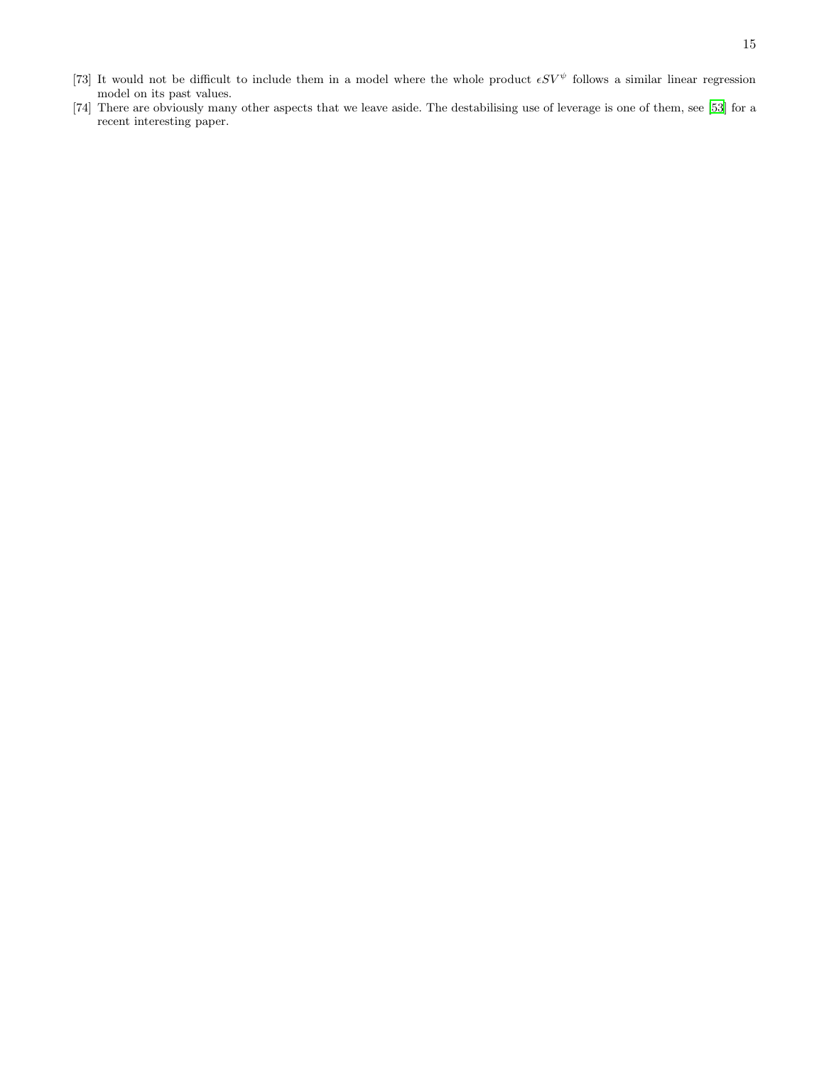[73] It would not be difficult to include them in a model where the whole product $\epsilon S V^{\psi}$ follows a similar linear regression model on its past values.

[74] There are obviously many other aspects that we leave aside. The destabilising use of leverage is one of them, see [53] for a recent interesting paper.